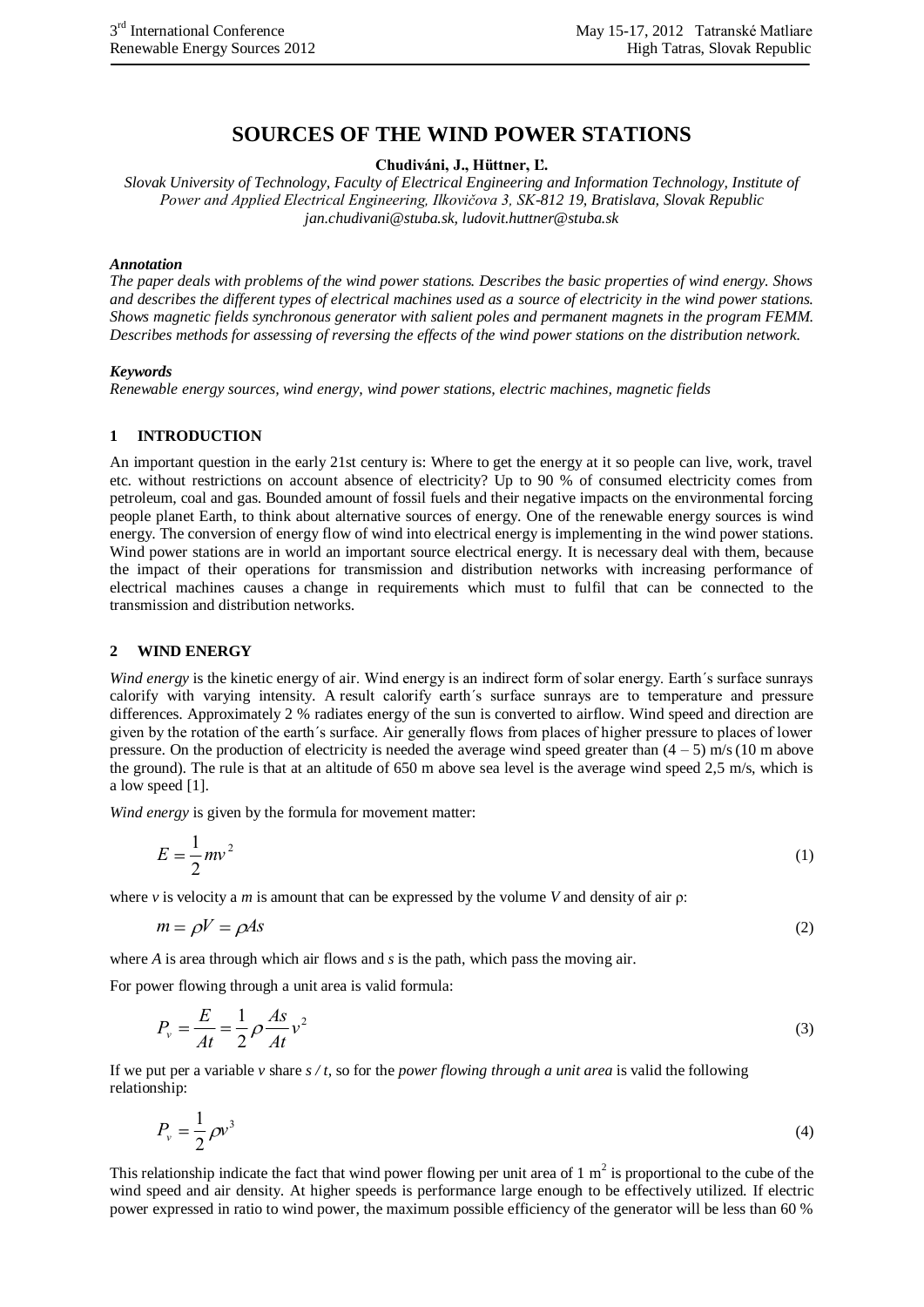# SOURCES OF THE WIND POWER STATIONS

**Chudiváni, J., Hüttner, Ľ.**

*Slovak University of Technology, Faculty of Electrical Engineering and Information Technology, Institute of Power and Applied Electrical Engineering, Ilkovičova 3, SK-812 19, Bratislava, Slovak Republic*
*jan.chudivani@stuba.sk, ludovit.huttner@stuba.sk*

### *Annotation*

*The paper deals with problems of the wind power stations. Describes the basic properties of wind energy. Shows and describes the different types of electrical machines used as a source of electricity in the wind power stations. Shows magnetic fields synchronous generator with salient poles and permanent magnets in the program FEMM. Describes methods for assessing of reversing the effects of the wind power stations on the distribution network.*

### *Keywords*

*Renewable energy sources, wind energy, wind power stations, electric machines, magnetic fields*

## 1 INTRODUCTION

An important question in the early 21st century is: Where to get the energy at it so people can live, work, travel etc. without restrictions on account absence of electricity? Up to 90 % of consumed electricity comes from petroleum, coal and gas. Bounded amount of fossil fuels and their negative impacts on the environmental forcing people planet Earth, to think about alternative sources of energy. One of the renewable energy sources is wind energy. The conversion of energy flow of wind into electrical energy is implementing in the wind power stations. Wind power stations are in world an important source electrical energy. It is necessary deal with them, because the impact of their operations for transmission and distribution networks with increasing performance of electrical machines causes a change in requirements which must to fulfil that can be connected to the transmission and distribution networks.

## 2 WIND ENERGY

*Wind energy* is the kinetic energy of air. Wind energy is an indirect form of solar energy. Earth´s surface sunrays calorify with varying intensity. A result calorify earth´s surface sunrays are to temperature and pressure differences. Approximately 2 % radiates energy of the sun is converted to airflow. Wind speed and direction are given by the rotation of the earth´s surface. Air generally flows from places of higher pressure to places of lower pressure. On the production of electricity is needed the average wind speed greater than (4 – 5) m/s (10 m above the ground). The rule is that at an altitude of 650 m above sea level is the average wind speed 2,5 m/s, which is a low speed [1].

*Wind energy* is given by the formula for movement matter:

$$E = \frac{1}{2}mv^2 \tag{1}$$

where $v$ is velocity a $m$ is amount that can be expressed by the volume $V$ and density of air $\rho$:

$$m = \rho V = \rho As \tag{2}$$

where $A$ is area through which air flows and $s$ is the path, which pass the moving air.

For power flowing through a unit area is valid formula:

$$P_v = \frac{E}{At} = \frac{1}{2}\rho\frac{As}{At}v^2 \tag{3}$$

If we put per a variable $v$ share $s / t$, so for the *power flowing through a unit area* is valid the following relationship:

$$P_v = \frac{1}{2}\rho v^3 \tag{4}$$

This relationship indicate the fact that wind power flowing per unit area of 1 $m^2$ is proportional to the cube of the wind speed and air density. At higher speeds is performance large enough to be effectively utilized. If electric power expressed in ratio to wind power, the maximum possible efficiency of the generator will be less than 60 %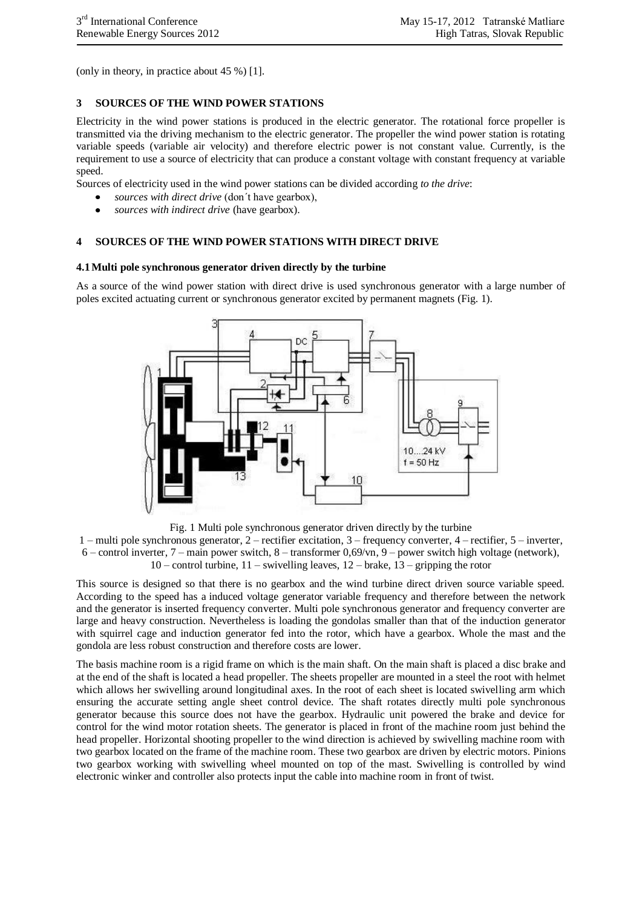(only in theory, in practice about 45 %) [1].

## 3 SOURCES OF THE WIND POWER STATIONS

Electricity in the wind power stations is produced in the electric generator. The rotational force propeller is transmitted via the driving mechanism to the electric generator. The propeller the wind power station is rotating variable speeds (variable air velocity) and therefore electric power is not constant value. Currently, is the requirement to use a source of electricity that can produce a constant voltage with constant frequency at variable speed.

Sources of electricity used in the wind power stations can be divided according *to the drive*:

- *sources with direct drive* (don´t have gearbox),
- *sources with indirect drive* (have gearbox).

## 4 SOURCES OF THE WIND POWER STATIONS WITH DIRECT DRIVE

### 4.1 Multi pole synchronous generator driven directly by the turbine

As a source of the wind power station with direct drive is used synchronous generator with a large number of poles excited actuating current or synchronous generator excited by permanent magnets (Fig. 1).

Fig. 1 Multi pole synchronous generator driven directly by the turbine
1 – multi pole synchronous generator, 2 – rectifier excitation, 3 – frequency converter, 4 – rectifier, 5 – inverter, 6 – control inverter, 7 – main power switch, 8 – transformer 0,69/vn, 9 – power switch high voltage (network), 10 – control turbine, 11 – swivelling leaves, 12 – brake, 13 – gripping the rotor

This source is designed so that there is no gearbox and the wind turbine direct driven source variable speed. According to the speed has a induced voltage generator variable frequency and therefore between the network and the generator is inserted frequency converter. Multi pole synchronous generator and frequency converter are large and heavy construction. Nevertheless is loading the gondolas smaller than that of the induction generator with squirrel cage and induction generator fed into the rotor, which have a gearbox. Whole the mast and the gondola are less robust construction and therefore costs are lower.

The basis machine room is a rigid frame on which is the main shaft. On the main shaft is placed a disc brake and at the end of the shaft is located a head propeller. The sheets propeller are mounted in a steel the root with helmet which allows her swivelling around longitudinal axes. In the root of each sheet is located swivelling arm which ensuring the accurate setting angle sheet control device. The shaft rotates directly multi pole synchronous generator because this source does not have the gearbox. Hydraulic unit powered the brake and device for control for the wind motor rotation sheets. The generator is placed in front of the machine room just behind the head propeller. Horizontal shooting propeller to the wind direction is achieved by swivelling machine room with two gearbox located on the frame of the machine room. These two gearbox are driven by electric motors. Pinions two gearbox working with swivelling wheel mounted on top of the mast. Swivelling is controlled by wind electronic winker and controller also protects input the cable into machine room in front of twist.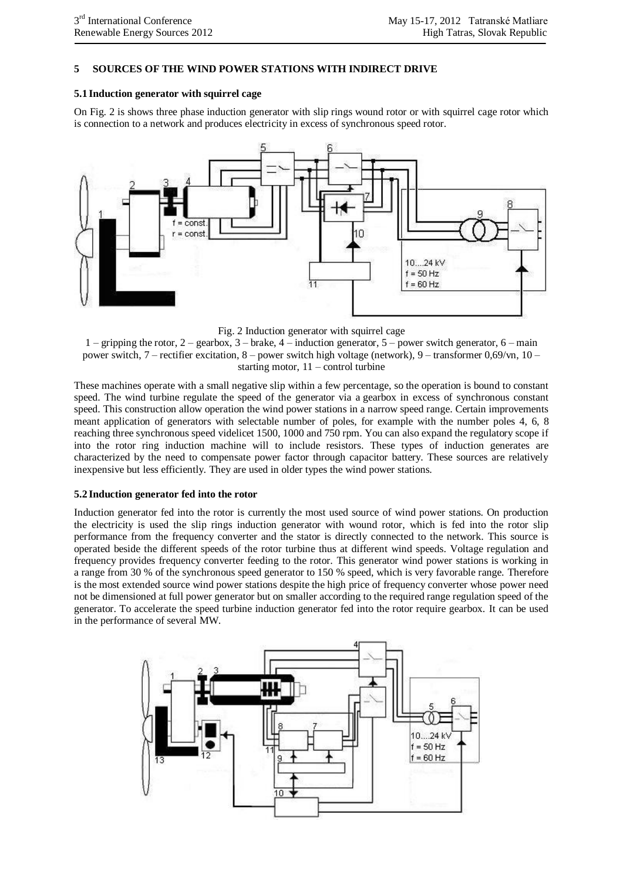## 5 SOURCES OF THE WIND POWER STATIONS WITH INDIRECT DRIVE

### 5.1 Induction generator with squirrel cage

On Fig. 2 is shows three phase induction generator with slip rings wound rotor or with squirrel cage rotor which is connection to a network and produces electricity in excess of synchronous speed rotor.

Fig. 2 Induction generator with squirrel cage

1 – gripping the rotor, 2 – gearbox, 3 – brake, 4 – induction generator, 5 – power switch generator, 6 – main power switch, 7 – rectifier excitation, 8 – power switch high voltage (network), 9 – transformer 0,69/vn, 10 – starting motor, 11 – control turbine

These machines operate with a small negative slip within a few percentage, so the operation is bound to constant speed. The wind turbine regulate the speed of the generator via a gearbox in excess of synchronous constant speed. This construction allow operation the wind power stations in a narrow speed range. Certain improvements meant application of generators with selectable number of poles, for example with the number poles 4, 6, 8 reaching three synchronous speed videlicet 1500, 1000 and 750 rpm. You can also expand the regulatory scope if into the rotor ring induction machine will to include resistors. These types of induction generates are characterized by the need to compensate power factor through capacitor battery. These sources are relatively inexpensive but less efficiently. They are used in older types the wind power stations.

### 5.2 Induction generator fed into the rotor

Induction generator fed into the rotor is currently the most used source of wind power stations. On production the electricity is used the slip rings induction generator with wound rotor, which is fed into the rotor slip performance from the frequency converter and the stator is directly connected to the network. This source is operated beside the different speeds of the rotor turbine thus at different wind speeds. Voltage regulation and frequency provides frequency converter feeding to the rotor. This generator wind power stations is working in a range from 30 % of the synchronous speed generator to 150 % speed, which is very favorable range. Therefore is the most extended source wind power stations despite the high price of frequency converter whose power need not be dimensioned at full power generator but on smaller according to the required range regulation speed of the generator. To accelerate the speed turbine induction generator fed into the rotor require gearbox. It can be used in the performance of several MW.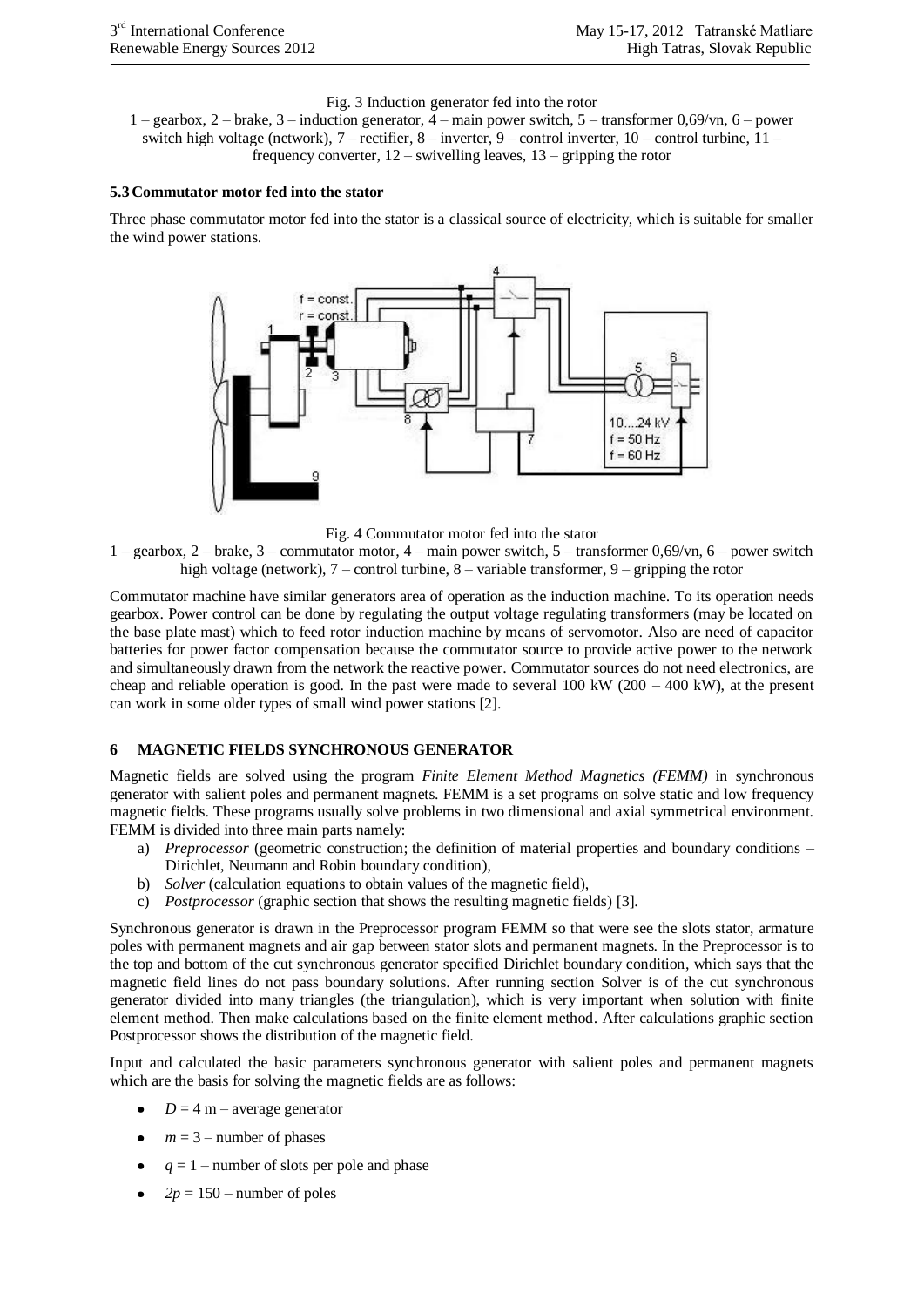Fig. 3 Induction generator fed into the rotor

1 – gearbox, 2 – brake, 3 – induction generator, 4 – main power switch, 5 – transformer 0,69/vn, 6 – power switch high voltage (network), 7 – rectifier, 8 – inverter, 9 – control inverter, 10 – control turbine, 11 – frequency converter, 12 – swivelling leaves, 13 – gripping the rotor

### 5.3 Commutator motor fed into the stator

Three phase commutator motor fed into the stator is a classical source of electricity, which is suitable for smaller the wind power stations.

Fig. 4 Commutator motor fed into the stator

1 – gearbox, 2 – brake, 3 – commutator motor, 4 – main power switch, 5 – transformer 0,69/vn, 6 – power switch high voltage (network), 7 – control turbine, 8 – variable transformer, 9 – gripping the rotor

Commutator machine have similar generators area of operation as the induction machine. To its operation needs gearbox. Power control can be done by regulating the output voltage regulating transformers (may be located on the base plate mast) which to feed rotor induction machine by means of servomotor. Also are need of capacitor batteries for power factor compensation because the commutator source to provide active power to the network and simultaneously drawn from the network the reactive power. Commutator sources do not need electronics, are cheap and reliable operation is good. In the past were made to several 100 kW (200 – 400 kW), at the present can work in some older types of small wind power stations [2].

## 6 MAGNETIC FIELDS SYNCHRONOUS GENERATOR

Magnetic fields are solved using the program *Finite Element Method Magnetics (FEMM)* in synchronous generator with salient poles and permanent magnets. FEMM is a set programs on solve static and low frequency magnetic fields. These programs usually solve problems in two dimensional and axial symmetrical environment. FEMM is divided into three main parts namely:

a) *Preprocessor* (geometric construction; the definition of material properties and boundary conditions – Dirichlet, Neumann and Robin boundary condition),
b) *Solver* (calculation equations to obtain values of the magnetic field),
c) *Postprocessor* (graphic section that shows the resulting magnetic fields) [3].

Synchronous generator is drawn in the Preprocessor program FEMM so that were see the slots stator, armature poles with permanent magnets and air gap between stator slots and permanent magnets. In the Preprocessor is to the top and bottom of the cut synchronous generator specified Dirichlet boundary condition, which says that the magnetic field lines do not pass boundary solutions. After running section Solver is of the cut synchronous generator divided into many triangles (the triangulation), which is very important when solution with finite element method. Then make calculations based on the finite element method. After calculations graphic section Postprocessor shows the distribution of the magnetic field.

Input and calculated the basic parameters synchronous generator with salient poles and permanent magnets which are the basis for solving the magnetic fields are as follows:

- $D = 4$ m – average generator
- $m = 3$ – number of phases
- $q = 1$ – number of slots per pole and phase
- $2p = 150$ – number of poles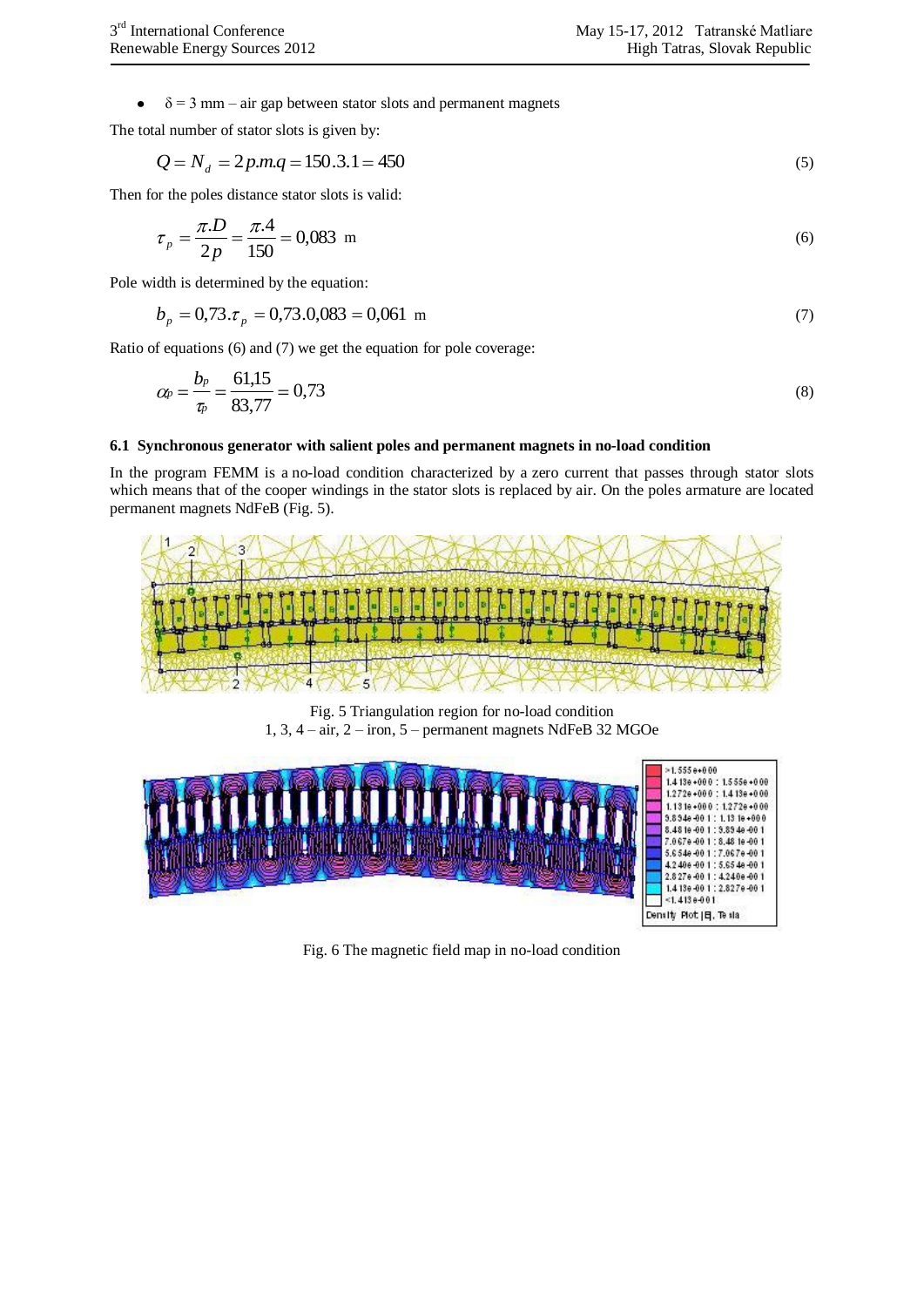- $\delta = 3$ mm – air gap between stator slots and permanent magnets

The total number of stator slots is given by:

$$Q = N_d = 2p.m.q = 150.3.1 = 450 \tag{5}$$

Then for the poles distance stator slots is valid:

$$\tau_p = \frac{\pi.D}{2p} = \frac{\pi.4}{150} = 0{,}083 \text{ m} \tag{6}$$

Pole width is determined by the equation:

$$b_p = 0{,}73.\tau_p = 0{,}73.0{,}083 = 0{,}061 \text{ m} \tag{7}$$

Ratio of equations (6) and (7) we get the equation for pole coverage:

$$\alpha_P = \frac{b_P}{\tau_P} = \frac{61{,}15}{83{,}77} = 0{,}73 \tag{8}$$

### 6.1 Synchronous generator with salient poles and permanent magnets in no-load condition

In the program FEMM in a no-load condition characterized by a zero current that passes through stator slots which means that of the cooper windings in the stator slots is replaced by air. On the poles armature are located permanent magnets NdFeB (Fig. 5).

Fig. 5 Triangulation region for no-load condition
1, 3, 4 – air, 2 – iron, 5 – permanent magnets NdFeB 32 MGOe

Fig. 6 The magnetic field map in no-load condition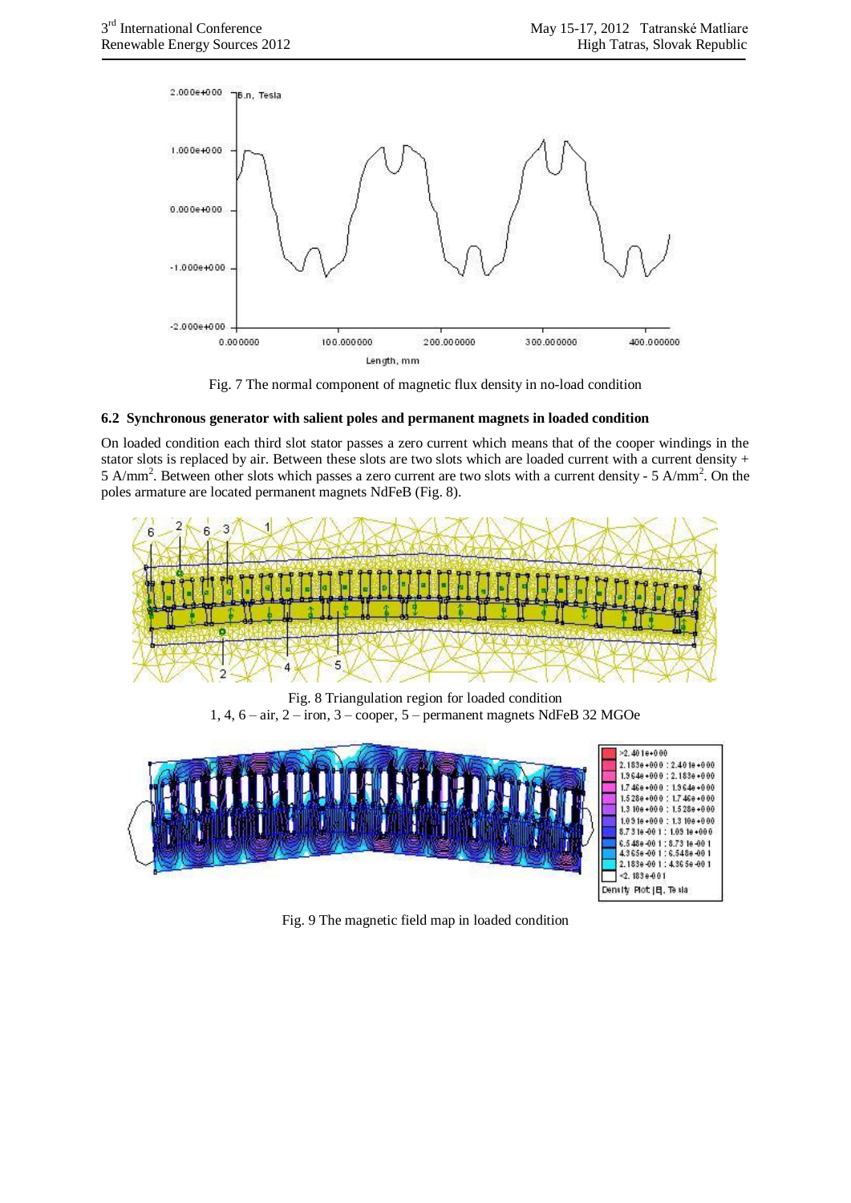Fig. 7 The normal component of magnetic flux density in no-load condition

### 6.2 Synchronous generator with salient poles and permanent magnets in loaded condition

On loaded condition each third slot stator passes a zero current which means that of the cooper windings in the stator slots is replaced by air. Between these slots are two slots which are loaded current with a current density + 5 A/mm$^2$. Between other slots which passes a zero current are two slots with a current density - 5 A/mm$^2$. On the poles armature are located permanent magnets NdFeB (Fig. 8).

Fig. 8 Triangulation region for loaded condition
1, 4, 6 – air, 2 – iron, 3 – cooper, 5 – permanent magnets NdFeB 32 MGOe

Fig. 9 The magnetic field map in loaded condition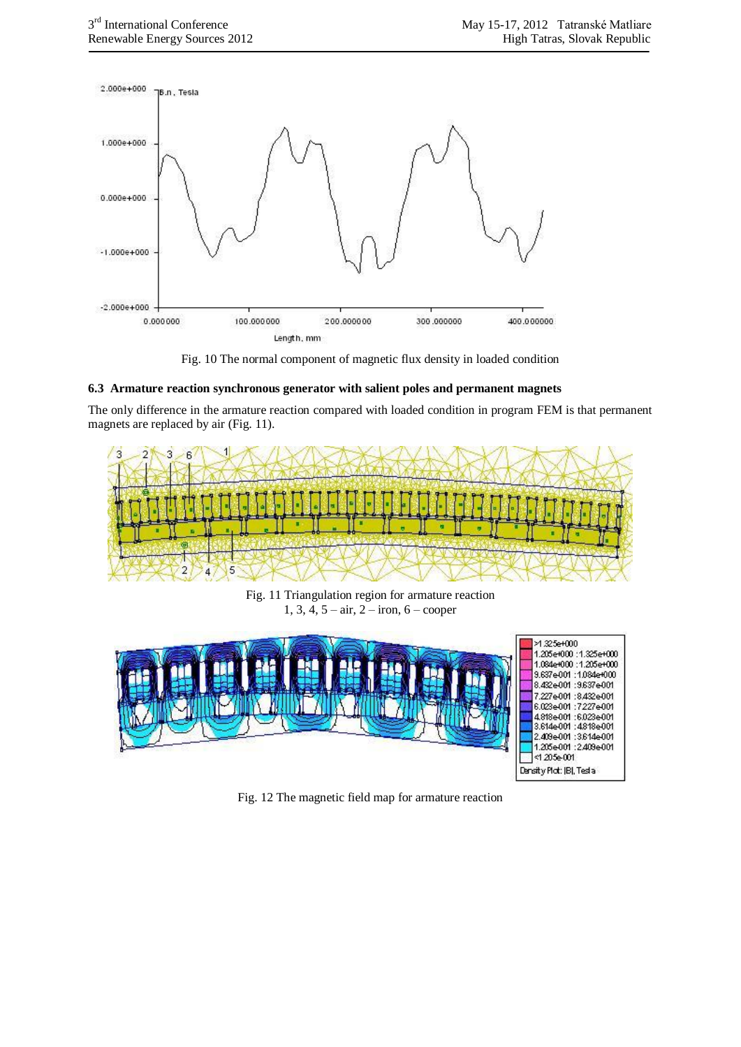Fig. 10 The normal component of magnetic flux density in loaded condition

### 6.3 Armature reaction synchronous generator with salient poles and permanent magnets

The only difference in the armature reaction compared with loaded condition in program FEM is that permanent magnets are replaced by air (Fig. 11).

Fig. 11 Triangulation region for armature reaction
1, 3, 4, 5 – air, 2 – iron, 6 – cooper

Fig. 12 The magnetic field map for armature reaction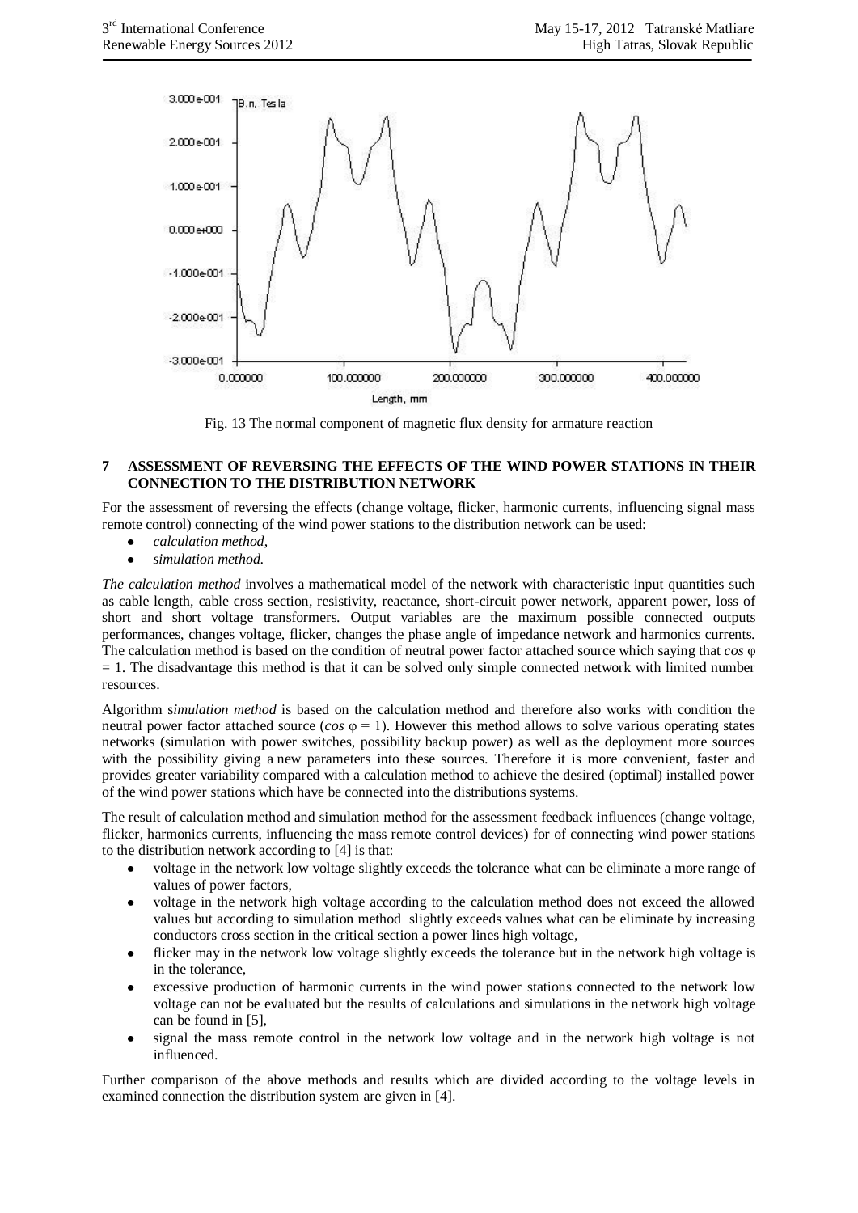Fig. 13 The normal component of magnetic flux density for armature reaction

## 7 ASSESSMENT OF REVERSING THE EFFECTS OF THE WIND POWER STATIONS IN THEIR CONNECTION TO THE DISTRIBUTION NETWORK

For the assessment of reversing the effects (change voltage, flicker, harmonic currents, influencing signal mass remote control) connecting of the wind power stations to the distribution network can be used:

- *calculation method*,
- *simulation method.*

*The calculation method* involves a mathematical model of the network with characteristic input quantities such as cable length, cable cross section, resistivity, reactance, short-circuit power network, apparent power, loss of short and short voltage transformers. Output variables are the maximum possible connected outputs performances, changes voltage, flicker, changes the phase angle of impedance network and harmonics currents. The calculation method is based on the condition of neutral power factor attached source which saying that $\cos\varphi = 1$. The disadvantage this method is that it can be solved only simple connected network with limited number resources.

Algorithm s*imulation method* is based on the calculation method and therefore also works with condition the neutral power factor attached source ($\cos\varphi = 1$). However this method allows to solve various operating states networks (simulation with power switches, possibility backup power) as well as the deployment more sources with the possibility giving a new parameters into these sources. Therefore it is more convenient, faster and provides greater variability compared with a calculation method to achieve the desired (optimal) installed power of the wind power stations which have be connected into the distributions systems.

The result of calculation method and simulation method for the assessment feedback influences (change voltage, flicker, harmonics currents, influencing the mass remote control devices) for of connecting wind power stations to the distribution network according to [4] is that:

- voltage in the network low voltage slightly exceeds the tolerance what can be eliminate a more range of values of power factors,
- voltage in the network high voltage according to the calculation method does not exceed the allowed values but according to simulation method slightly exceeds values what can be eliminate by increasing conductors cross section in the critical section a power lines high voltage,
- flicker may in the network low voltage slightly exceeds the tolerance but in the network high voltage is in the tolerance,
- excessive production of harmonic currents in the wind power stations connected to the network low voltage can not be evaluated but the results of calculations and simulations in the network high voltage can be found in [5],
- signal the mass remote control in the network low voltage and in the network high voltage is not influenced.

Further comparison of the above methods and results which are divided according to the voltage levels in examined connection the distribution system are given in [4].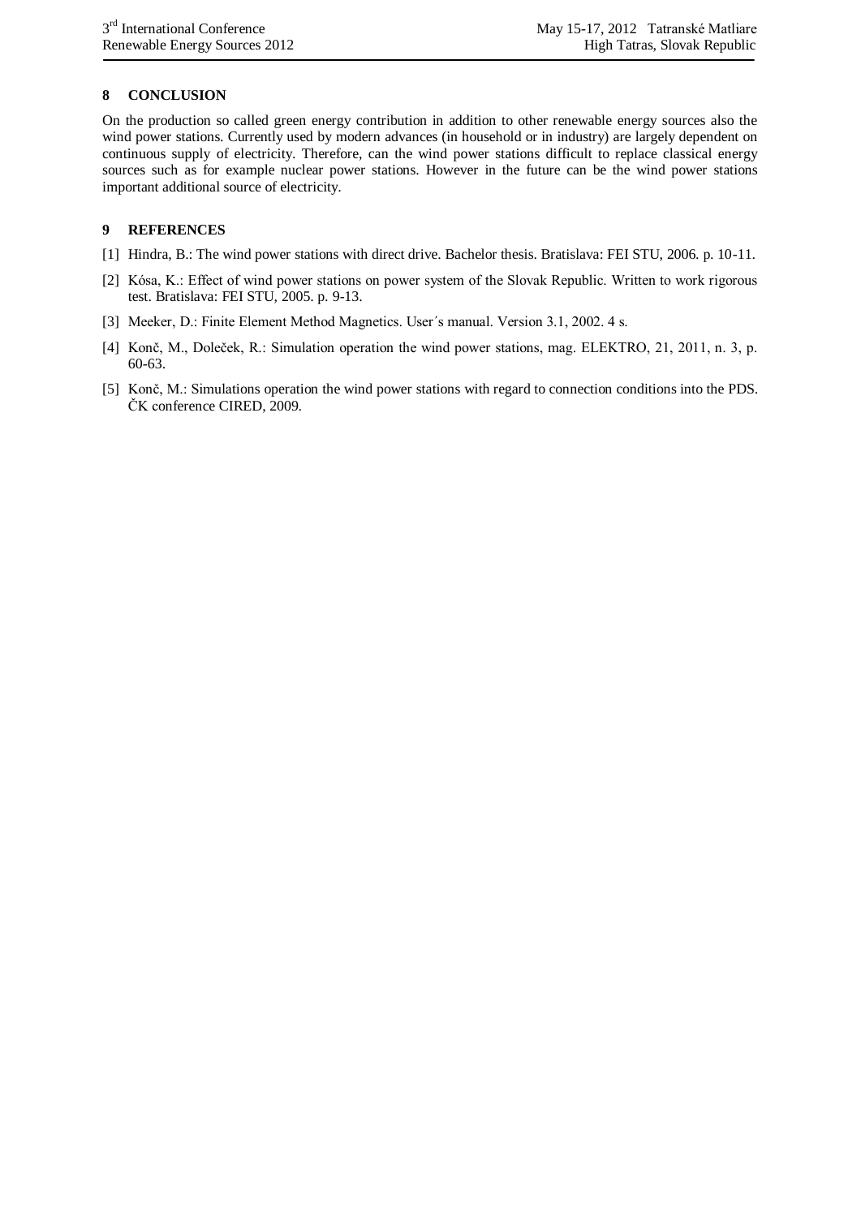## 8 CONCLUSION

On the production so called green energy contribution in addition to other renewable energy sources also the wind power stations. Currently used by modern advances (in household or in industry) are largely dependent on continuous supply of electricity. Therefore, can the wind power stations difficult to replace classical energy sources such as for example nuclear power stations. However in the future can be the wind power stations important additional source of electricity.

## 9 REFERENCES

[1] Hindra, B.: The wind power stations with direct drive. Bachelor thesis. Bratislava: FEI STU, 2006. p. 10-11.

[2] Kósa, K.: Effect of wind power stations on power system of the Slovak Republic. Written to work rigorous test. Bratislava: FEI STU, 2005. p. 9-13.

[3] Meeker, D.: Finite Element Method Magnetics. User´s manual. Version 3.1, 2002. 4 s.

[4] Konč, M., Doleček, R.: Simulation operation the wind power stations, mag. ELEKTRO, 21, 2011, n. 3, p. 60-63.

[5] Konč, M.: Simulations operation the wind power stations with regard to connection conditions into the PDS. ČK conference CIRED, 2009.